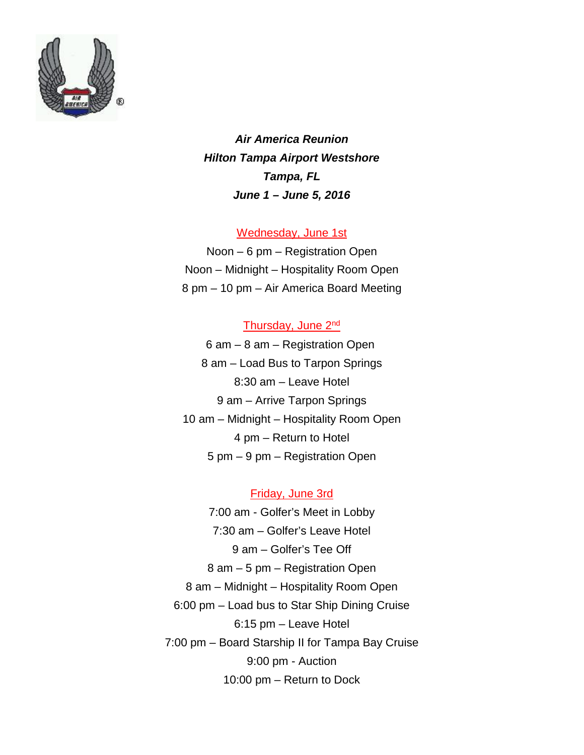***Air America Reunion***
***Hilton Tampa Airport Westshore***
***Tampa, FL***
***June 1 – June 5, 2016***

Wednesday, June 1st

Noon – 6 pm – Registration Open
Noon – Midnight – Hospitality Room Open
8 pm – 10 pm – Air America Board Meeting

Thursday, June 2nd

6 am – 8 am – Registration Open
8 am – Load Bus to Tarpon Springs
8:30 am – Leave Hotel
9 am – Arrive Tarpon Springs
10 am – Midnight – Hospitality Room Open
4 pm – Return to Hotel
5 pm – 9 pm – Registration Open

Friday, June 3rd

7:00 am - Golfer's Meet in Lobby
7:30 am – Golfer's Leave Hotel
9 am – Golfer's Tee Off
8 am – 5 pm – Registration Open
8 am – Midnight – Hospitality Room Open
6:00 pm – Load bus to Star Ship Dining Cruise
6:15 pm – Leave Hotel
7:00 pm – Board Starship II for Tampa Bay Cruise
9:00 pm - Auction
10:00 pm – Return to Dock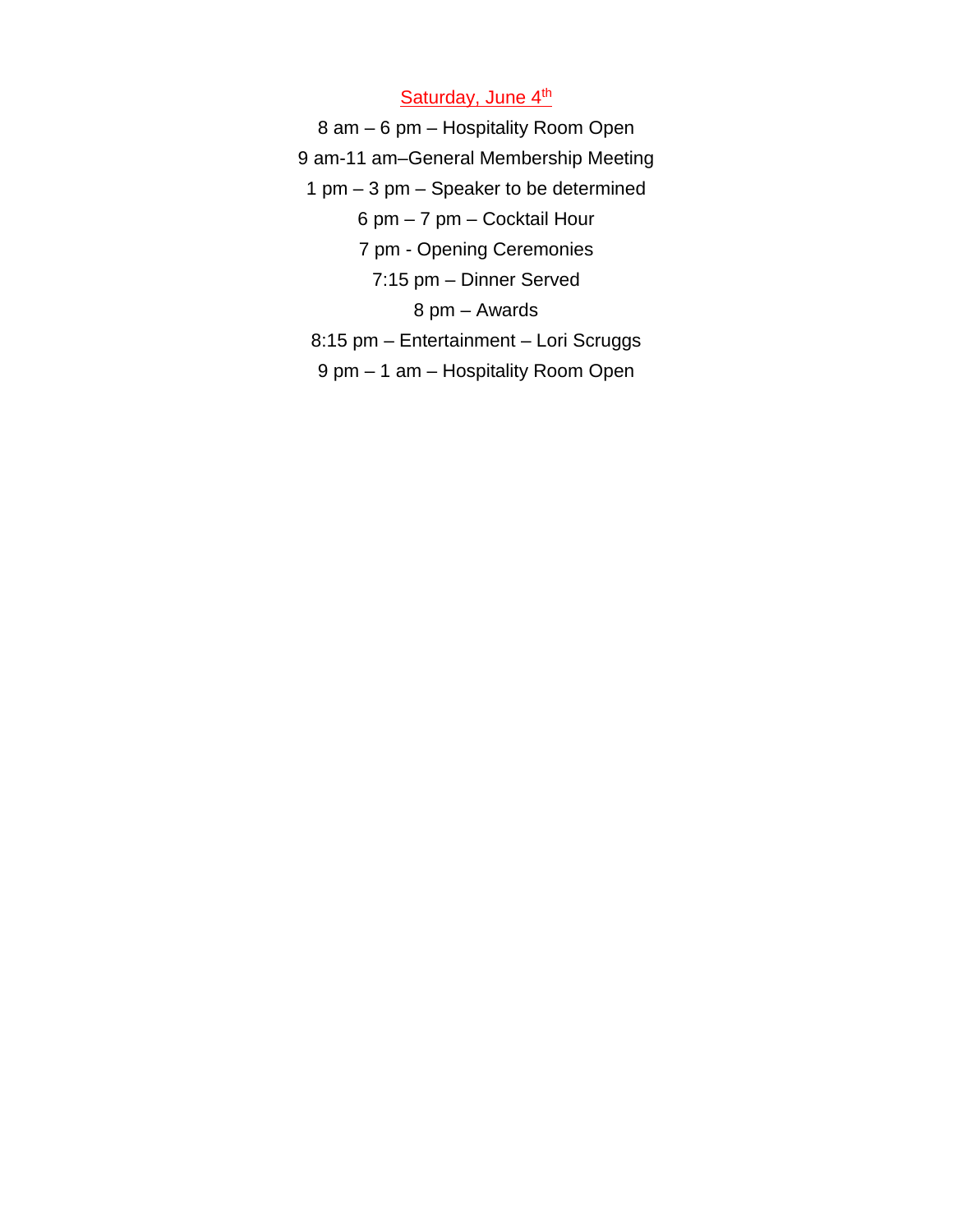Saturday, June 4th

8 am – 6 pm – Hospitality Room Open

9 am-11 am–General Membership Meeting

1 pm – 3 pm – Speaker to be determined

6 pm – 7 pm – Cocktail Hour

7 pm - Opening Ceremonies

7:15 pm – Dinner Served

8 pm – Awards

8:15 pm – Entertainment – Lori Scruggs

9 pm – 1 am – Hospitality Room Open